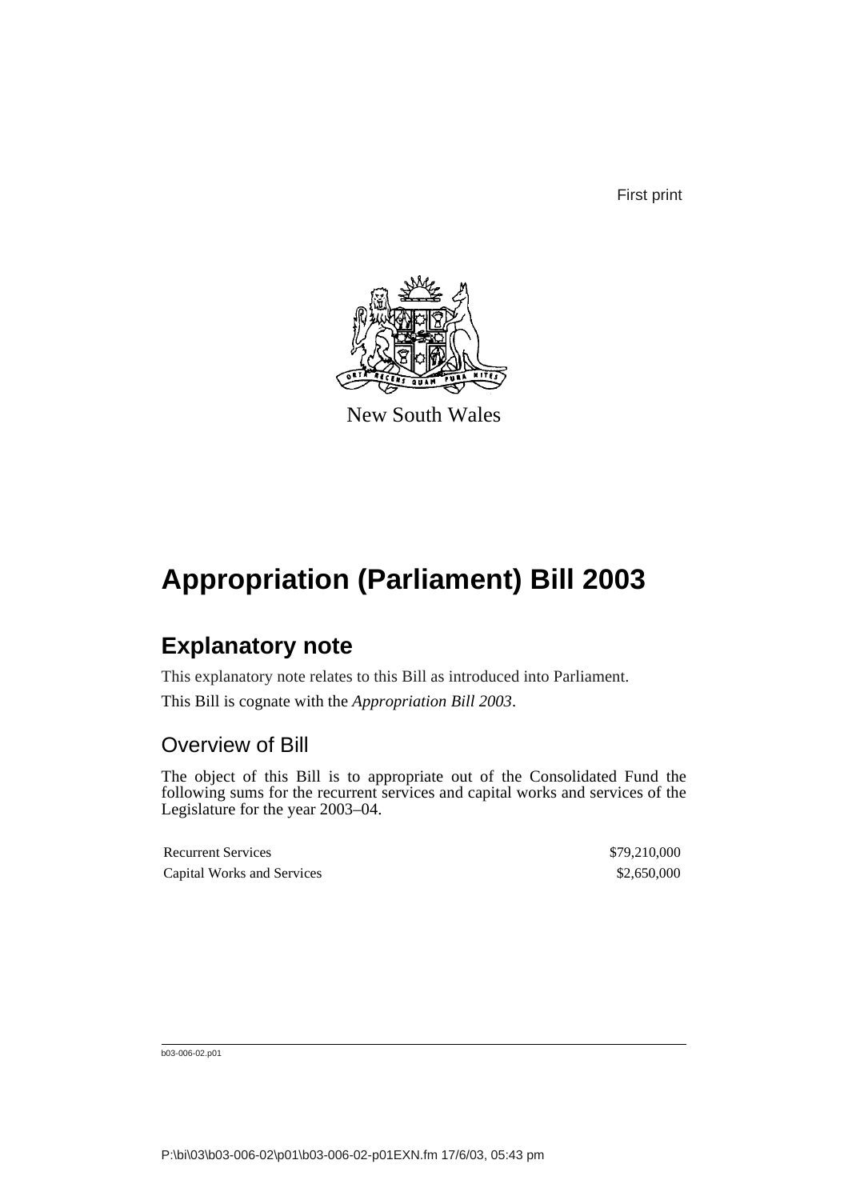First print

New South Wales

# Appropriation (Parliament) Bill 2003

## Explanatory note

This explanatory note relates to this Bill as introduced into Parliament.

This Bill is cognate with the *Appropriation Bill 2003*.

### Overview of Bill

The object of this Bill is to appropriate out of the Consolidated Fund the following sums for the recurrent services and capital works and services of the Legislature for the year 2003–04.

| | |
|---|---|
| Recurrent Services | $79,210,000 |
| Capital Works and Services | $2,650,000 |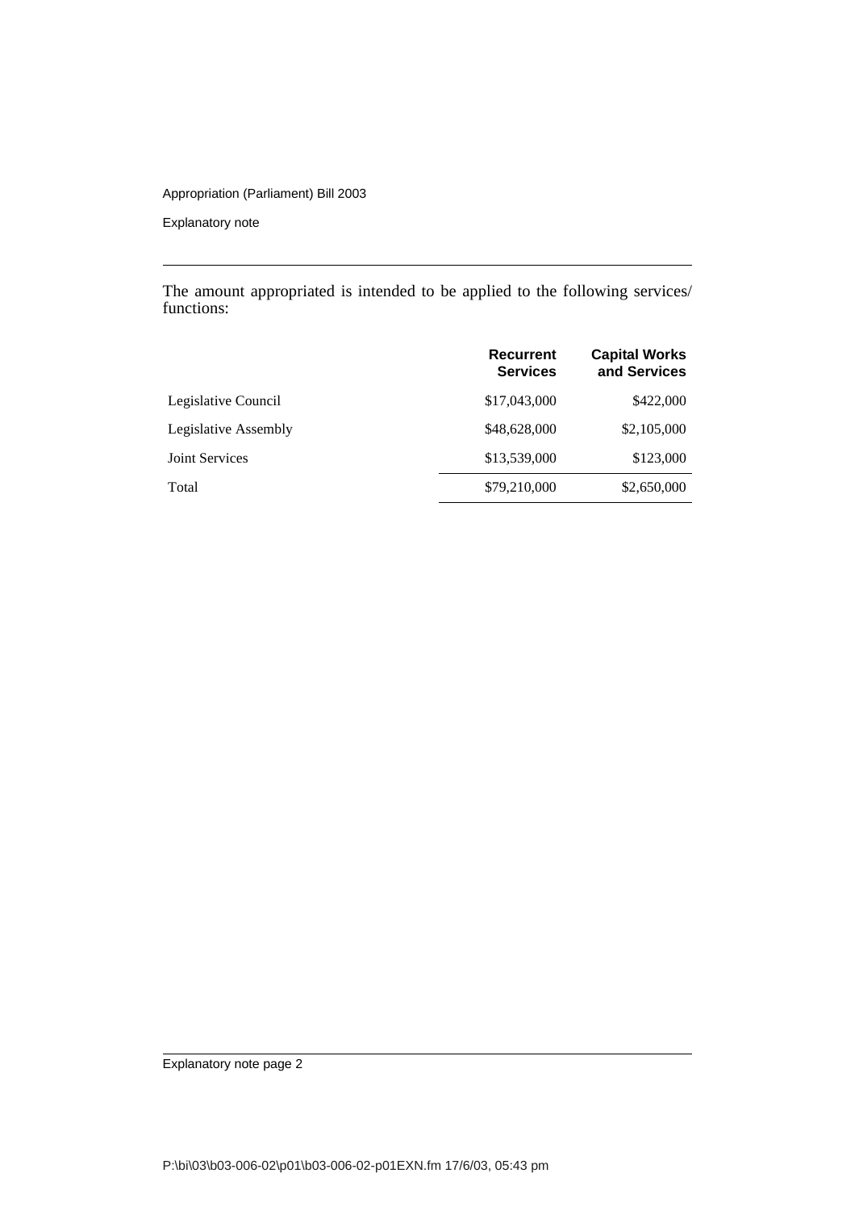The amount appropriated is intended to be applied to the following services/ functions:

| | Recurrent Services | Capital Works and Services |
|---|---|---|
| Legislative Council | $17,043,000 | $422,000 |
| Legislative Assembly | $48,628,000 | $2,105,000 |
| Joint Services | $13,539,000 | $123,000 |
| Total | $79,210,000 | $2,650,000 |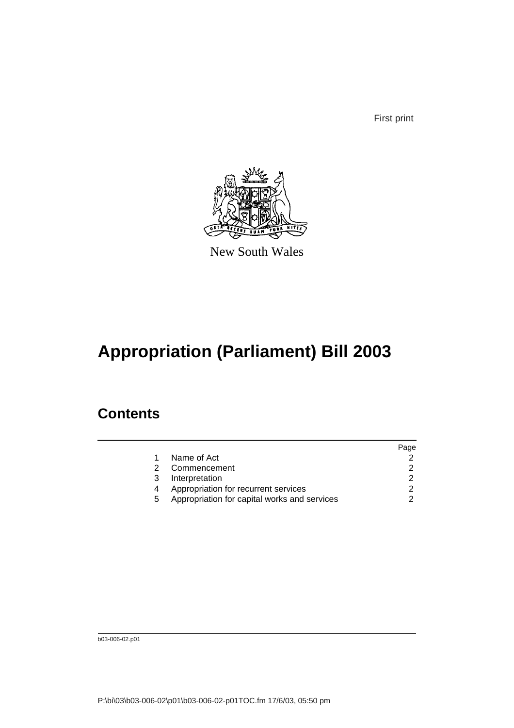First print

New South Wales

# Appropriation (Parliament) Bill 2003

## Contents

| | | Page |
|---|---|---|
| 1 | Name of Act | 2 |
| 2 | Commencement | 2 |
| 3 | Interpretation | 2 |
| 4 | Appropriation for recurrent services | 2 |
| 5 | Appropriation for capital works and services | 2 |

b03-006-02.p01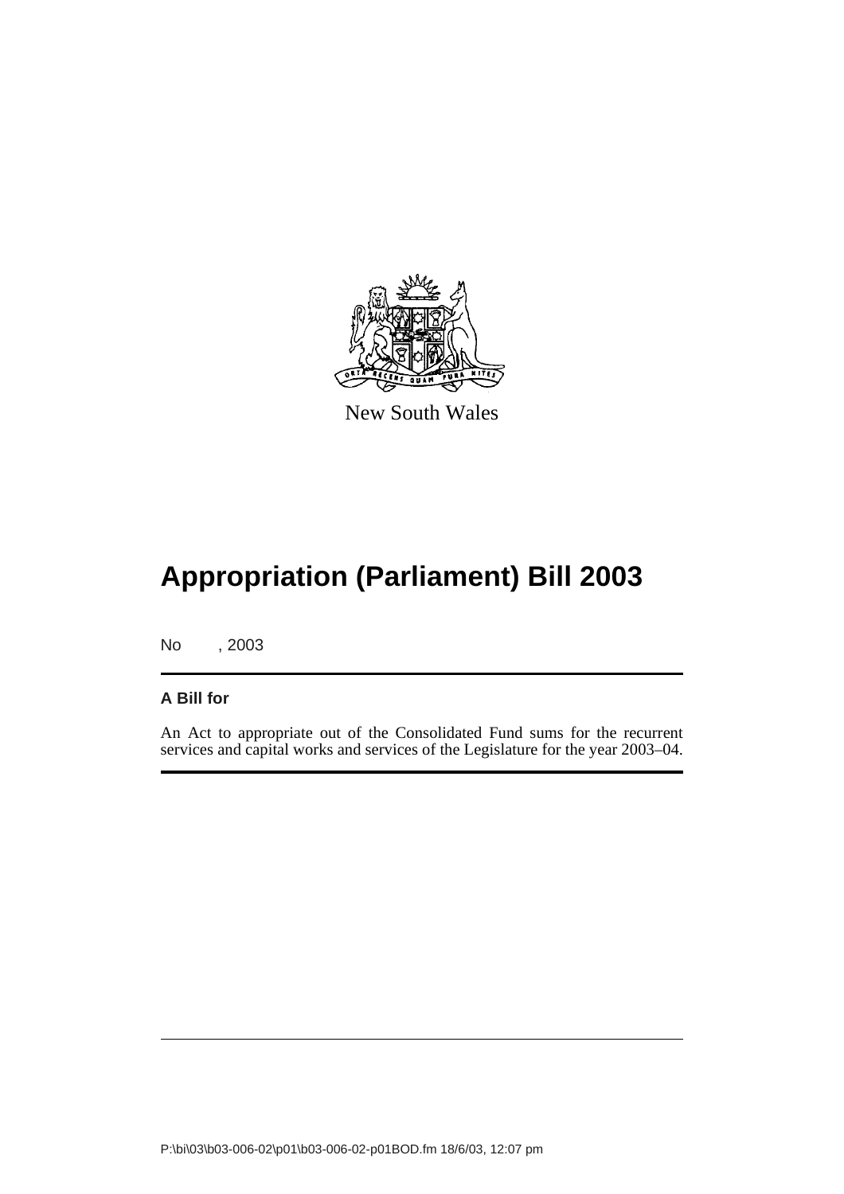New South Wales

# Appropriation (Parliament) Bill 2003

No , 2003

**A Bill for**

An Act to appropriate out of the Consolidated Fund sums for the recurrent services and capital works and services of the Legislature for the year 2003–04.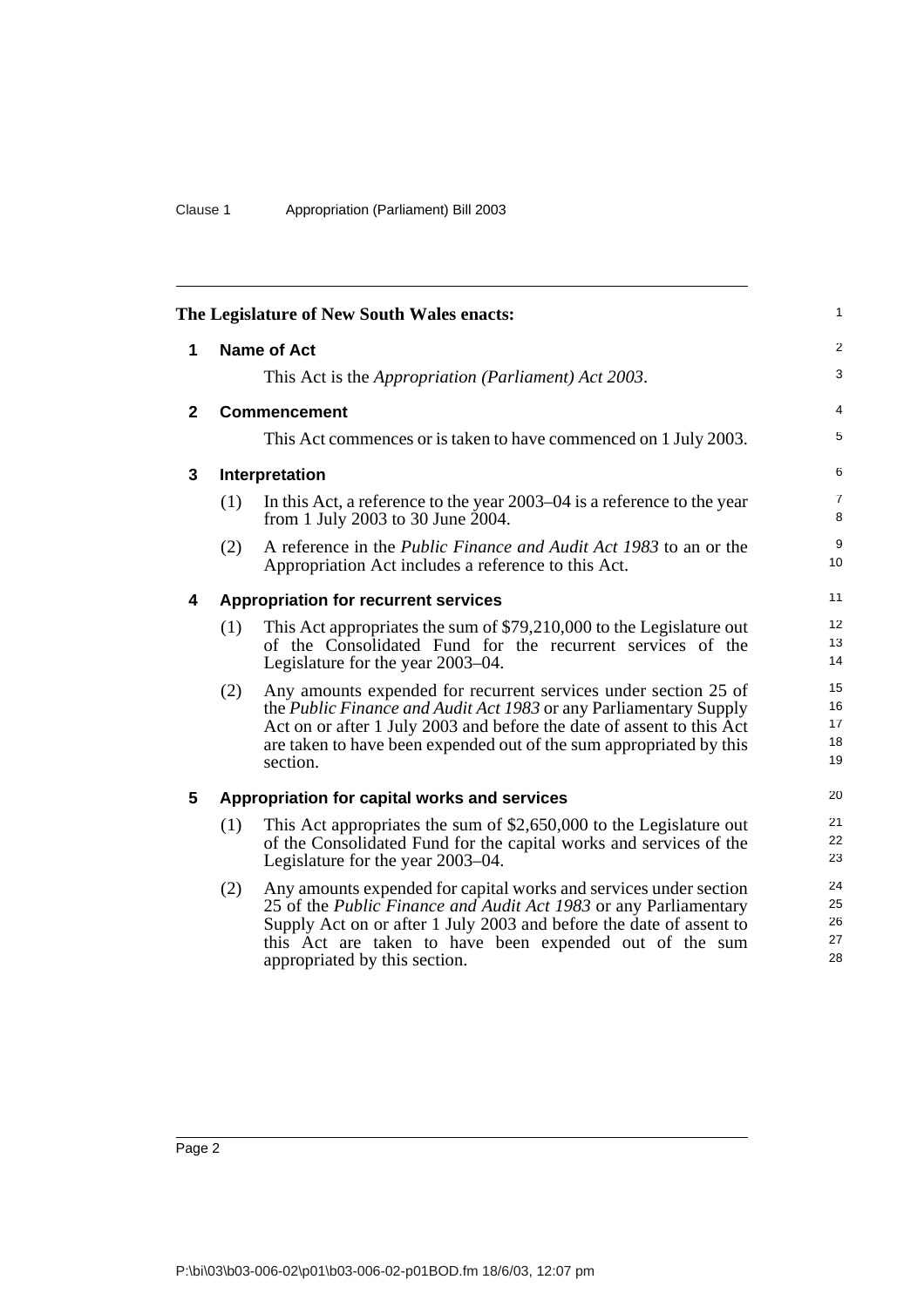The Legislature of New South Wales enacts:

## 1 Name of Act

This Act is the *Appropriation (Parliament) Act 2003*.

## 2 Commencement

This Act commences or is taken to have commenced on 1 July 2003.

## 3 Interpretation

(1) In this Act, a reference to the year 2003–04 is a reference to the year from 1 July 2003 to 30 June 2004.

(2) A reference in the *Public Finance and Audit Act 1983* to an or the Appropriation Act includes a reference to this Act.

## 4 Appropriation for recurrent services

(1) This Act appropriates the sum of $79,210,000 to the Legislature out of the Consolidated Fund for the recurrent services of the Legislature for the year 2003–04.

(2) Any amounts expended for recurrent services under section 25 of the *Public Finance and Audit Act 1983* or any Parliamentary Supply Act on or after 1 July 2003 and before the date of assent to this Act are taken to have been expended out of the sum appropriated by this section.

## 5 Appropriation for capital works and services

(1) This Act appropriates the sum of $2,650,000 to the Legislature out of the Consolidated Fund for the capital works and services of the Legislature for the year 2003–04.

(2) Any amounts expended for capital works and services under section 25 of the *Public Finance and Audit Act 1983* or any Parliamentary Supply Act on or after 1 July 2003 and before the date of assent to this Act are taken to have been expended out of the sum appropriated by this section.